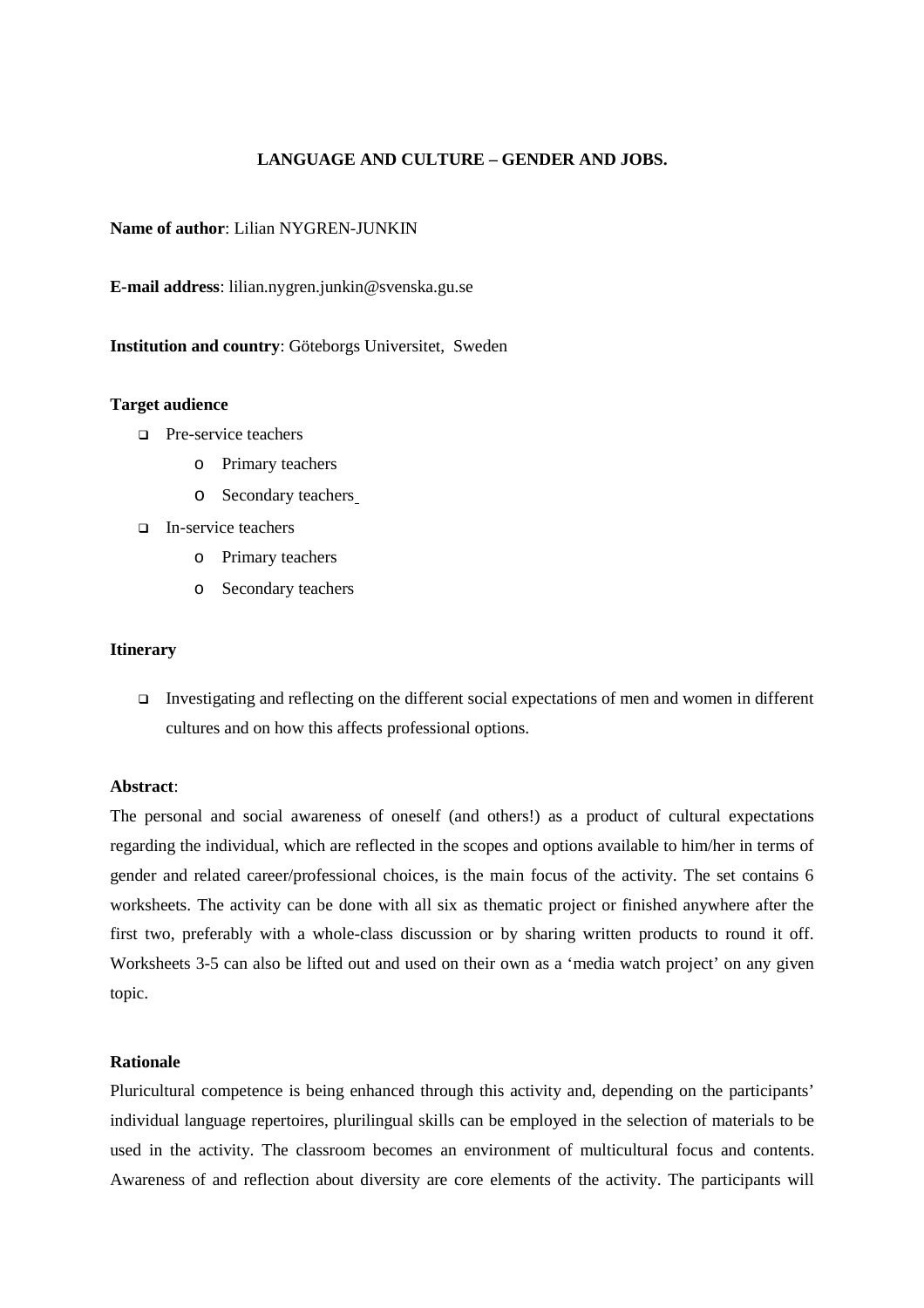# LANGUAGE AND CULTURE – GENDER AND JOBS.

**Name of author**: Lilian NYGREN-JUNKIN

**E-mail address**: lilian.nygren.junkin@svenska.gu.se

**Institution and country**: Göteborgs Universitet, Sweden

**Target audience**

- Pre-service teachers
  - Primary teachers
  - Secondary teachers
- In-service teachers
  - Primary teachers
  - Secondary teachers

**Itinerary**

- Investigating and reflecting on the different social expectations of men and women in different cultures and on how this affects professional options.

**Abstract**:

The personal and social awareness of oneself (and others!) as a product of cultural expectations regarding the individual, which are reflected in the scopes and options available to him/her in terms of gender and related career/professional choices, is the main focus of the activity. The set contains 6 worksheets. The activity can be done with all six as thematic project or finished anywhere after the first two, preferably with a whole-class discussion or by sharing written products to round it off. Worksheets 3-5 can also be lifted out and used on their own as a 'media watch project' on any given topic.

**Rationale**

Pluricultural competence is being enhanced through this activity and, depending on the participants' individual language repertoires, plurilingual skills can be employed in the selection of materials to be used in the activity. The classroom becomes an environment of multicultural focus and contents. Awareness of and reflection about diversity are core elements of the activity. The participants will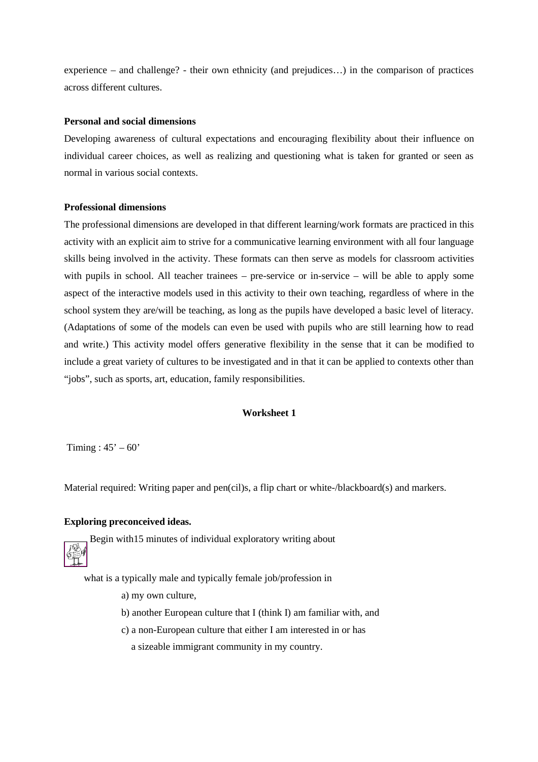experience – and challenge? - their own ethnicity (and prejudices…) in the comparison of practices across different cultures.

**Personal and social dimensions**

Developing awareness of cultural expectations and encouraging flexibility about their influence on individual career choices, as well as realizing and questioning what is taken for granted or seen as normal in various social contexts.

**Professional dimensions**

The professional dimensions are developed in that different learning/work formats are practiced in this activity with an explicit aim to strive for a communicative learning environment with all four language skills being involved in the activity. These formats can then serve as models for classroom activities with pupils in school. All teacher trainees – pre-service or in-service – will be able to apply some aspect of the interactive models used in this activity to their own teaching, regardless of where in the school system they are/will be teaching, as long as the pupils have developed a basic level of literacy. (Adaptations of some of the models can even be used with pupils who are still learning how to read and write.) This activity model offers generative flexibility in the sense that it can be modified to include a great variety of cultures to be investigated and in that it can be applied to contexts other than "jobs", such as sports, art, education, family responsibilities.

**Worksheet 1**

Timing : 45' – 60'

Material required: Writing paper and pen(cil)s, a flip chart or white-/blackboard(s) and markers.

**Exploring preconceived ideas.**

Begin with15 minutes of individual exploratory writing about

what is a typically male and typically female job/profession in

a) my own culture,

b) another European culture that I (think I) am familiar with, and

c) a non-European culture that either I am interested in or has a sizeable immigrant community in my country.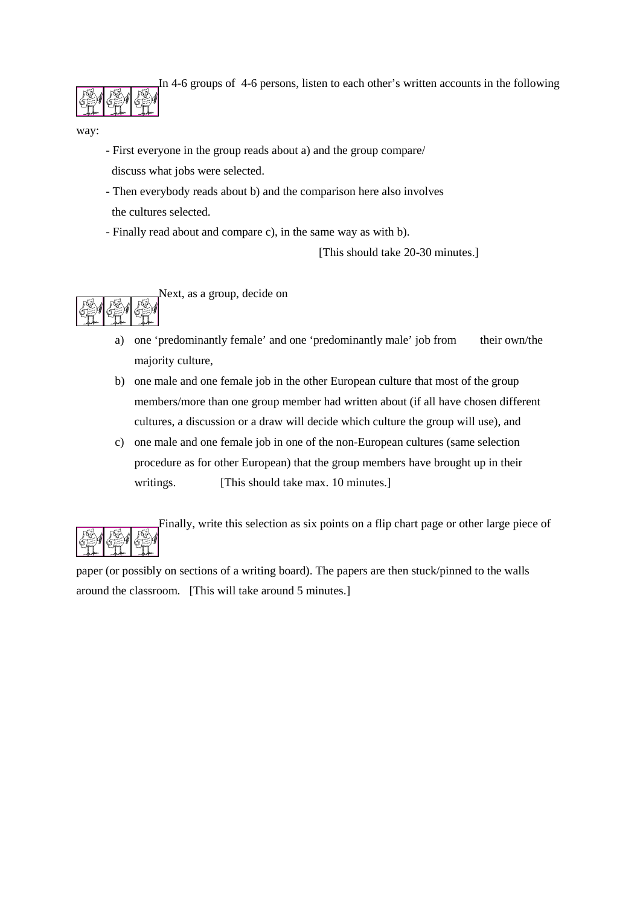In 4-6 groups of 4-6 persons, listen to each other's written accounts in the following way:

- First everyone in the group reads about a) and the group compare/ discuss what jobs were selected.
- Then everybody reads about b) and the comparison here also involves the cultures selected.
- Finally read about and compare c), in the same way as with b).

[This should take 20-30 minutes.]

Next, as a group, decide on

a) one 'predominantly female' and one 'predominantly male' job from their own/the majority culture,
b) one male and one female job in the other European culture that most of the group members/more than one group member had written about (if all have chosen different cultures, a discussion or a draw will decide which culture the group will use), and
c) one male and one female job in one of the non-European cultures (same selection procedure as for other European) that the group members have brought up in their writings. [This should take max. 10 minutes.]

Finally, write this selection as six points on a flip chart page or other large piece of paper (or possibly on sections of a writing board). The papers are then stuck/pinned to the walls around the classroom. [This will take around 5 minutes.]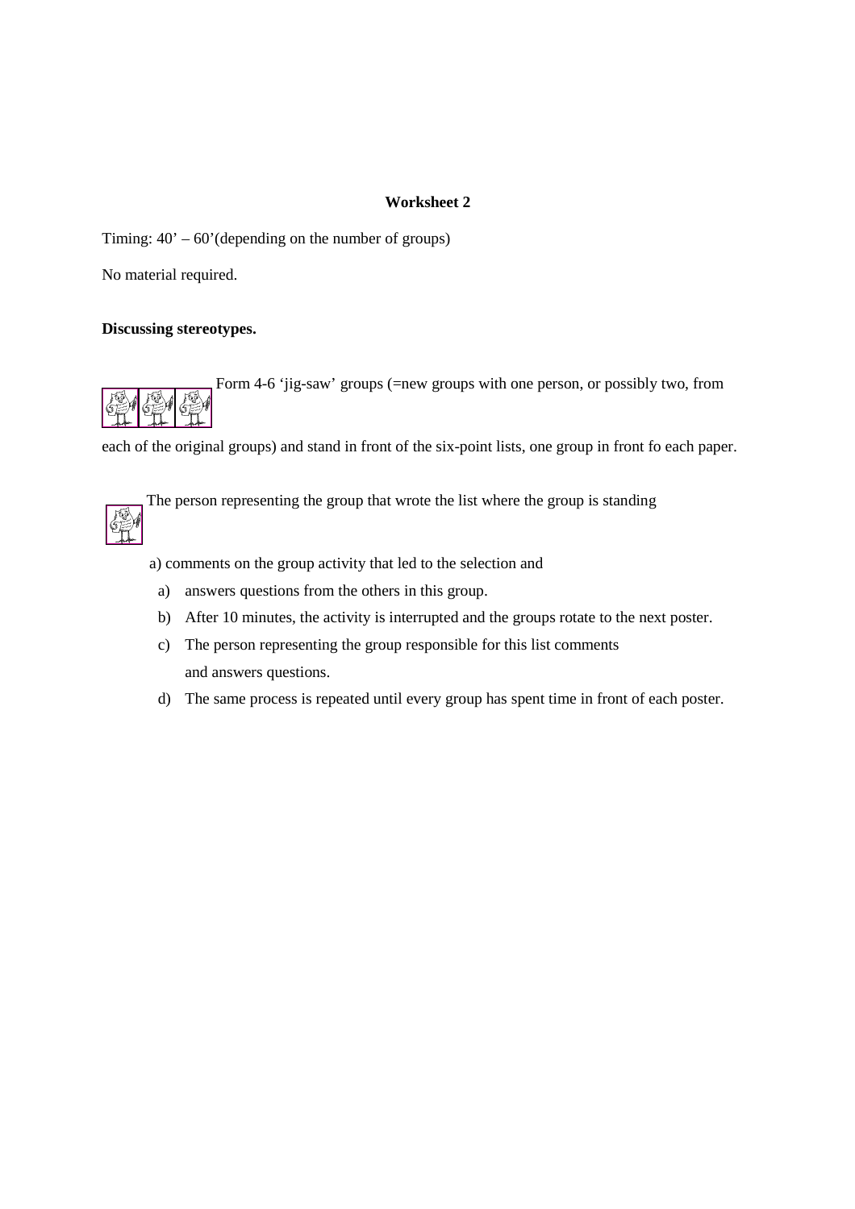**Worksheet 2**

Timing: 40' – 60'(depending on the number of groups)

No material required.

**Discussing stereotypes.**

Form 4-6 'jig-saw' groups (=new groups with one person, or possibly two, from each of the original groups) and stand in front of the six-point lists, one group in front fo each paper.

The person representing the group that wrote the list where the group is standing

a) comments on the group activity that led to the selection and

a) answers questions from the others in this group.
b) After 10 minutes, the activity is interrupted and the groups rotate to the next poster.
c) The person representing the group responsible for this list comments and answers questions.
d) The same process is repeated until every group has spent time in front of each poster.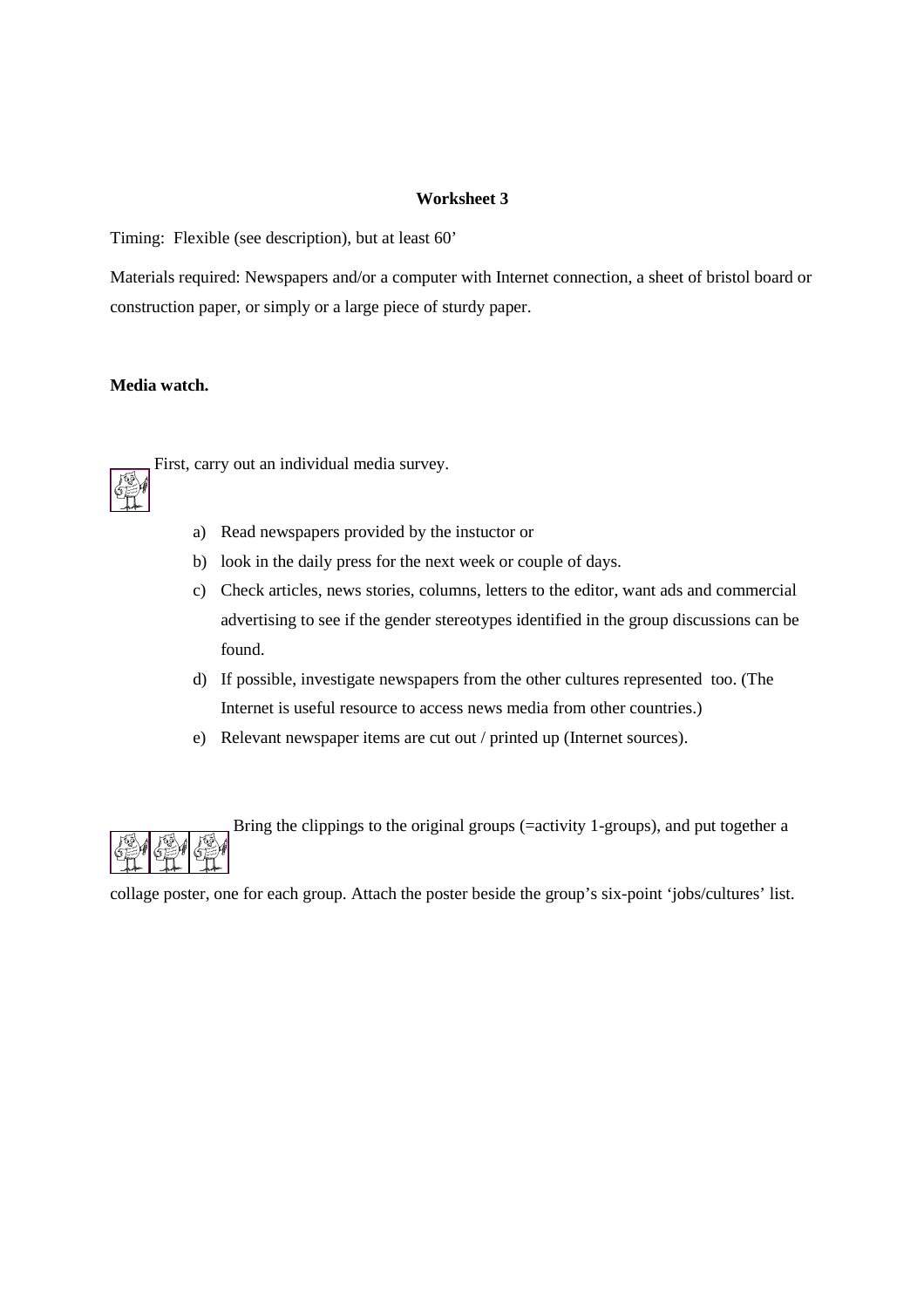**Worksheet 3**

Timing: Flexible (see description), but at least 60'

Materials required: Newspapers and/or a computer with Internet connection, a sheet of bristol board or construction paper, or simply or a large piece of sturdy paper.

**Media watch.**

First, carry out an individual media survey.

a) Read newspapers provided by the instuctor or
b) look in the daily press for the next week or couple of days.
c) Check articles, news stories, columns, letters to the editor, want ads and commercial advertising to see if the gender stereotypes identified in the group discussions can be found.
d) If possible, investigate newspapers from the other cultures represented too. (The Internet is useful resource to access news media from other countries.)
e) Relevant newspaper items are cut out / printed up (Internet sources).

Bring the clippings to the original groups (=activity 1-groups), and put together a collage poster, one for each group. Attach the poster beside the group's six-point 'jobs/cultures' list.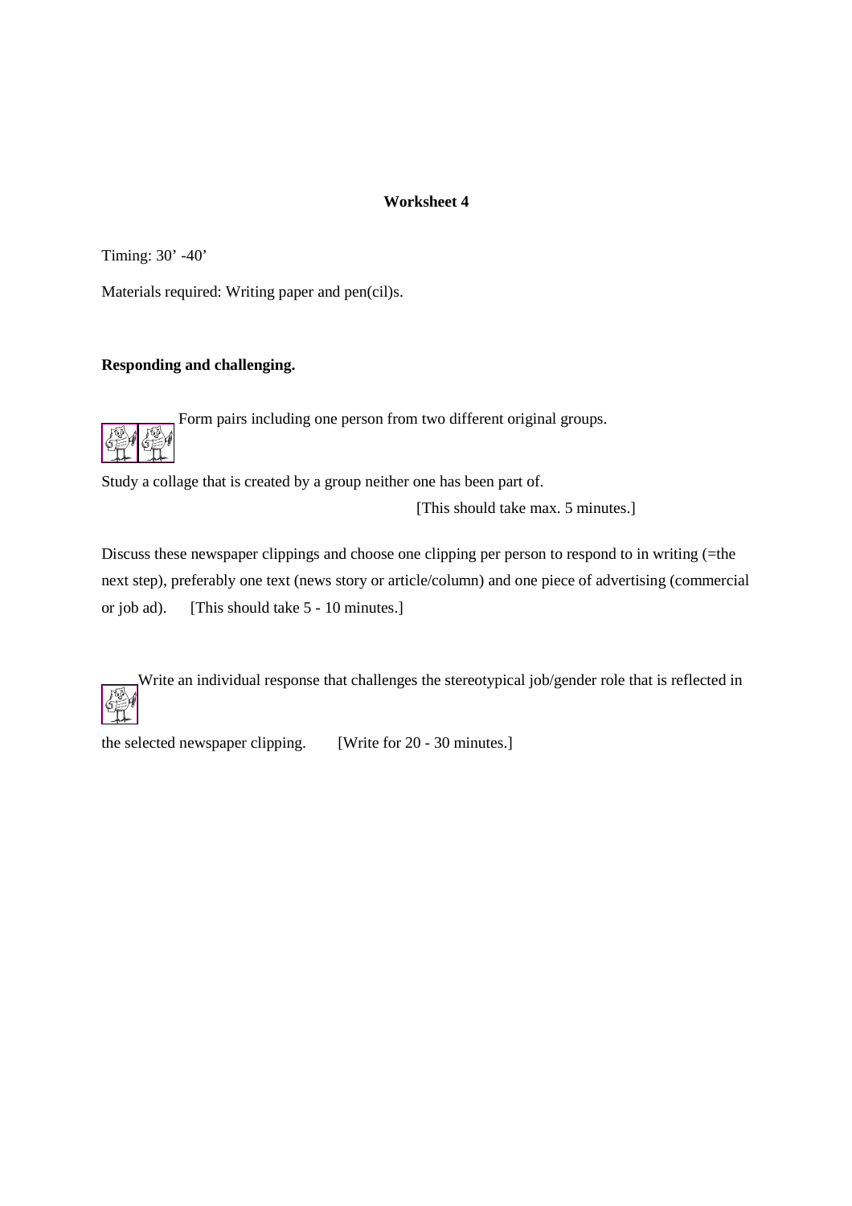**Worksheet 4**

Timing: 30' -40'

Materials required: Writing paper and pen(cil)s.

**Responding and challenging.**

Form pairs including one person from two different original groups.

Study a collage that is created by a group neither one has been part of.

[This should take max. 5 minutes.]

Discuss these newspaper clippings and choose one clipping per person to respond to in writing (=the next step), preferably one text (news story or article/column) and one piece of advertising (commercial or job ad). [This should take 5 - 10 minutes.]

Write an individual response that challenges the stereotypical job/gender role that is reflected in the selected newspaper clipping. [Write for 20 - 30 minutes.]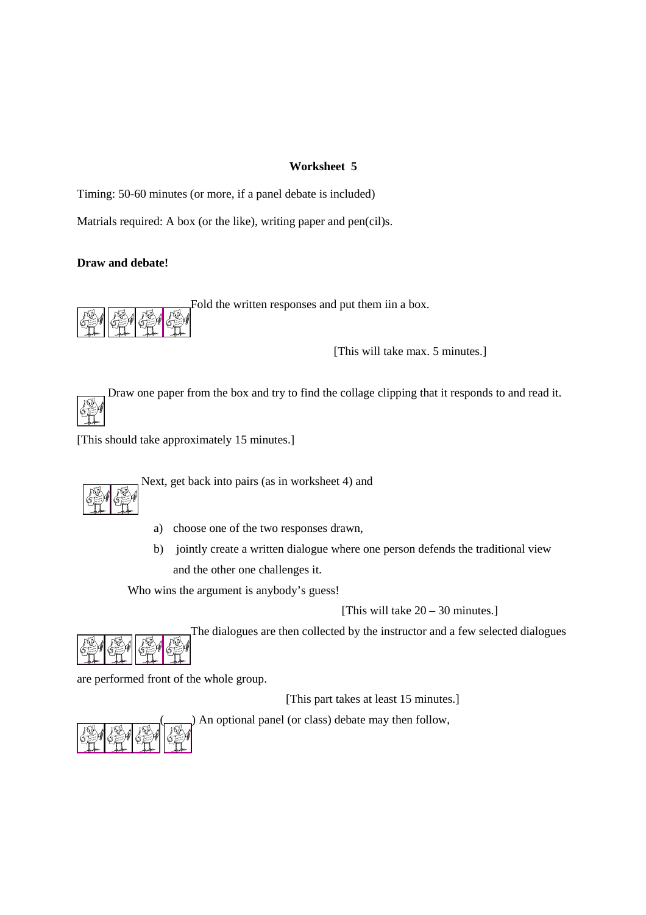**Worksheet 5**

Timing: 50-60 minutes (or more, if a panel debate is included)

Matrials required: A box (or the like), writing paper and pen(cil)s.

**Draw and debate!**

Fold the written responses and put them iin a box.

[This will take max. 5 minutes.]

Draw one paper from the box and try to find the collage clipping that it responds to and read it.

[This should take approximately 15 minutes.]

Next, get back into pairs (as in worksheet 4) and

a) choose one of the two responses drawn,
b) jointly create a written dialogue where one person defends the traditional view and the other one challenges it.

Who wins the argument is anybody's guess!

[This will take 20 – 30 minutes.]

The dialogues are then collected by the instructor and a few selected dialogues are performed front of the whole group.

[This part takes at least 15 minutes.]

( ) An optional panel (or class) debate may then follow,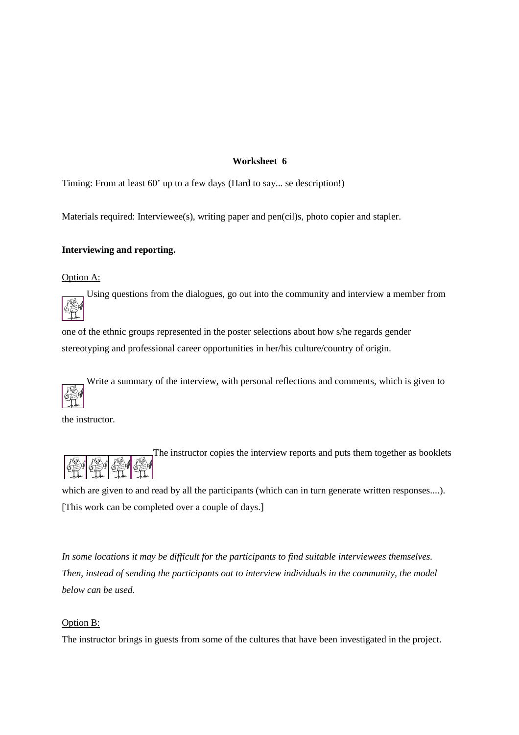**Worksheet 6**

Timing: From at least 60' up to a few days (Hard to say... se description!)

Materials required: Interviewee(s), writing paper and pen(cil)s, photo copier and stapler.

**Interviewing and reporting.**

Option A:

Using questions from the dialogues, go out into the community and interview a member from one of the ethnic groups represented in the poster selections about how s/he regards gender stereotyping and professional career opportunities in her/his culture/country of origin.

Write a summary of the interview, with personal reflections and comments, which is given to the instructor.

The instructor copies the interview reports and puts them together as booklets which are given to and read by all the participants (which can in turn generate written responses....). [This work can be completed over a couple of days.]

*In some locations it may be difficult for the participants to find suitable interviewees themselves. Then, instead of sending the participants out to interview individuals in the community, the model below can be used.*

Option B:

The instructor brings in guests from some of the cultures that have been investigated in the project.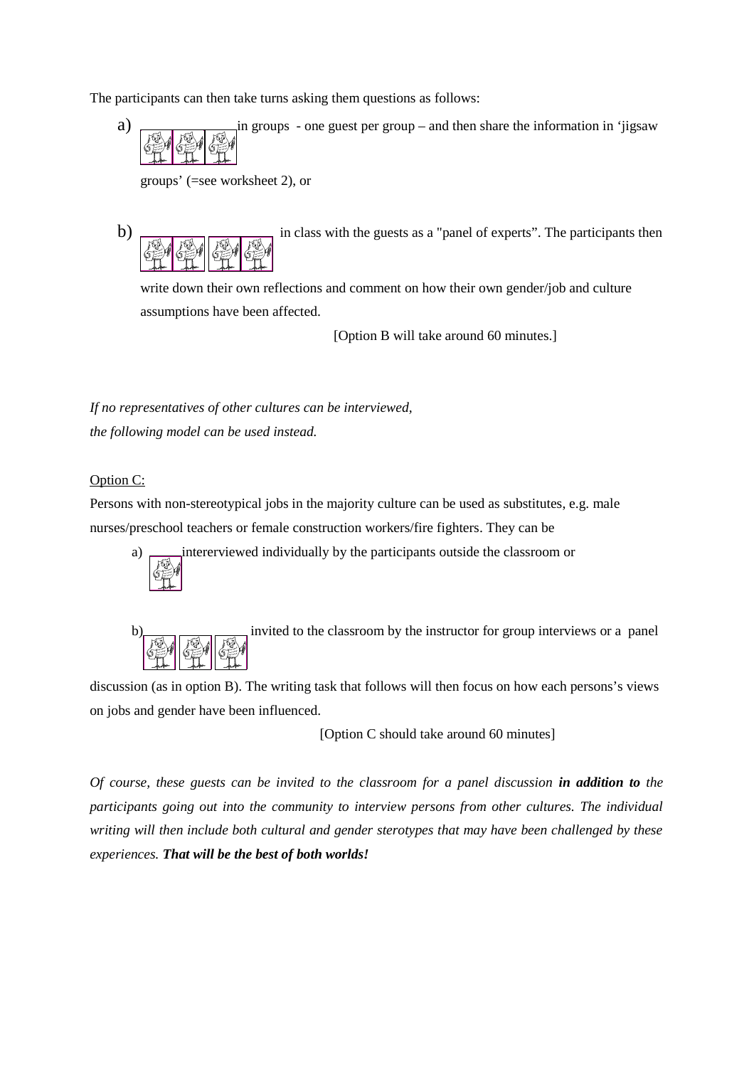The participants can then take turns asking them questions as follows:

a) in groups - one guest per group – and then share the information in 'jigsaw groups' (=see worksheet 2), or

b) in class with the guests as a "panel of experts". The participants then write down their own reflections and comment on how their own gender/job and culture assumptions have been affected.

[Option B will take around 60 minutes.]

*If no representatives of other cultures can be interviewed, the following model can be used instead.*

Option C:

Persons with non-stereotypical jobs in the majority culture can be used as substitutes, e.g. male nurses/preschool teachers or female construction workers/fire fighters. They can be

a) intererviewed individually by the participants outside the classroom or

b) invited to the classroom by the instructor for group interviews or a panel discussion (as in option B). The writing task that follows will then focus on how each persons's views on jobs and gender have been influenced.

[Option C should take around 60 minutes]

*Of course, these guests can be invited to the classroom for a panel discussion* ***in addition to*** *the participants going out into the community to interview persons from other cultures. The individual writing will then include both cultural and gender sterotypes that may have been challenged by these experiences.* ***That will be the best of both worlds!***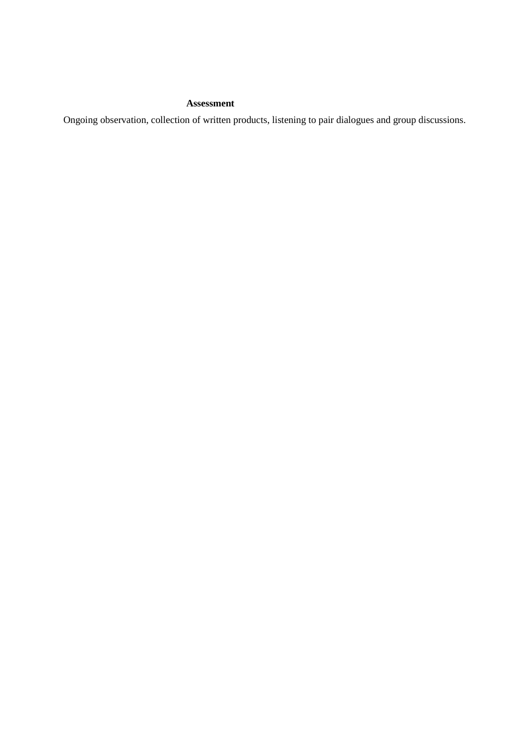**Assessment**

Ongoing observation, collection of written products, listening to pair dialogues and group discussions.